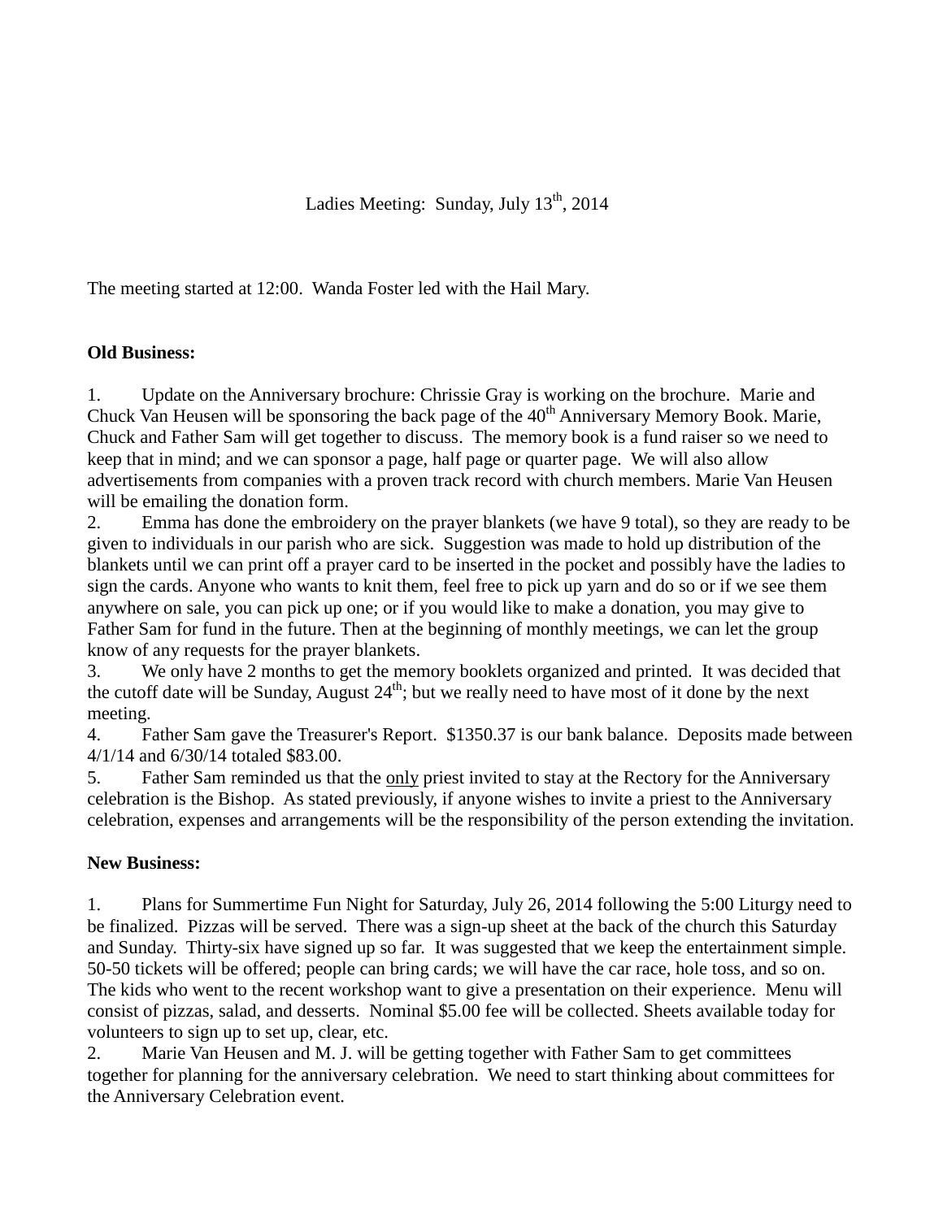# Ladies Meeting: Sunday, July 13th, 2014

The meeting started at 12:00. Wanda Foster led with the Hail Mary.

**Old Business:**

1. Update on the Anniversary brochure: Chrissie Gray is working on the brochure. Marie and Chuck Van Heusen will be sponsoring the back page of the 40th Anniversary Memory Book. Marie, Chuck and Father Sam will get together to discuss. The memory book is a fund raiser so we need to keep that in mind; and we can sponsor a page, half page or quarter page. We will also allow advertisements from companies with a proven track record with church members. Marie Van Heusen will be emailing the donation form.
2. Emma has done the embroidery on the prayer blankets (we have 9 total), so they are ready to be given to individuals in our parish who are sick. Suggestion was made to hold up distribution of the blankets until we can print off a prayer card to be inserted in the pocket and possibly have the ladies to sign the cards. Anyone who wants to knit them, feel free to pick up yarn and do so or if we see them anywhere on sale, you can pick up one; or if you would like to make a donation, you may give to Father Sam for fund in the future. Then at the beginning of monthly meetings, we can let the group know of any requests for the prayer blankets.
3. We only have 2 months to get the memory booklets organized and printed. It was decided that the cutoff date will be Sunday, August 24th; but we really need to have most of it done by the next meeting.
4. Father Sam gave the Treasurer's Report. $1350.37 is our bank balance. Deposits made between 4/1/14 and 6/30/14 totaled $83.00.
5. Father Sam reminded us that the <u>only</u> priest invited to stay at the Rectory for the Anniversary celebration is the Bishop. As stated previously, if anyone wishes to invite a priest to the Anniversary celebration, expenses and arrangements will be the responsibility of the person extending the invitation.

**New Business:**

1. Plans for Summertime Fun Night for Saturday, July 26, 2014 following the 5:00 Liturgy need to be finalized. Pizzas will be served. There was a sign-up sheet at the back of the church this Saturday and Sunday. Thirty-six have signed up so far. It was suggested that we keep the entertainment simple. 50-50 tickets will be offered; people can bring cards; we will have the car race, hole toss, and so on. The kids who went to the recent workshop want to give a presentation on their experience. Menu will consist of pizzas, salad, and desserts. Nominal $5.00 fee will be collected. Sheets available today for volunteers to sign up to set up, clear, etc.
2. Marie Van Heusen and M. J. will be getting together with Father Sam to get committees together for planning for the anniversary celebration. We need to start thinking about committees for the Anniversary Celebration event.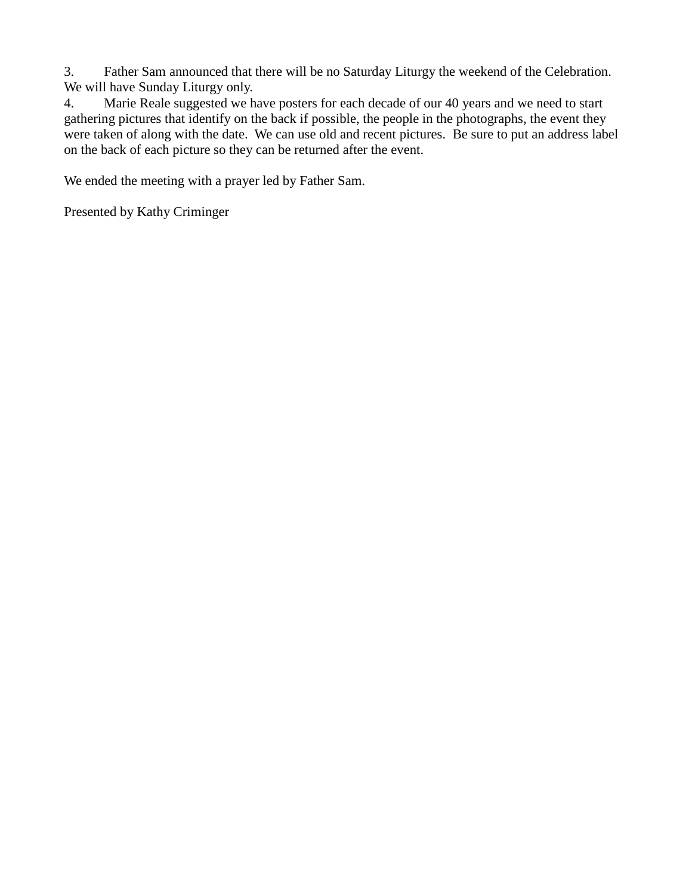3. Father Sam announced that there will be no Saturday Liturgy the weekend of the Celebration. We will have Sunday Liturgy only.
4. Marie Reale suggested we have posters for each decade of our 40 years and we need to start gathering pictures that identify on the back if possible, the people in the photographs, the event they were taken of along with the date. We can use old and recent pictures. Be sure to put an address label on the back of each picture so they can be returned after the event.

We ended the meeting with a prayer led by Father Sam.

Presented by Kathy Criminger